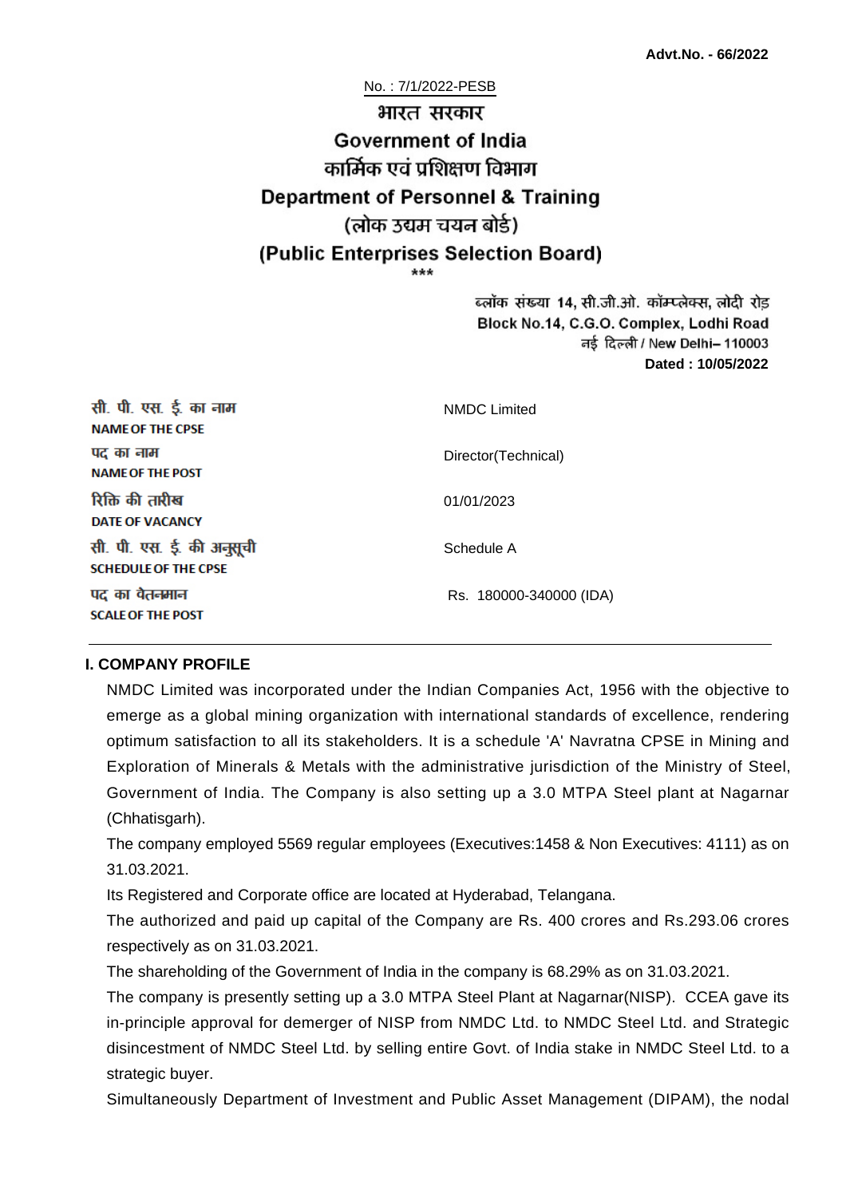**Advt.No. - 66/2022**

No. : 7/1/2022-PESB

# भारत सरकार
# Government of India
## कार्मिक एवं प्रशिक्षण विभाग
## Department of Personnel & Training
## (लोक उद्यम चयन बोर्ड)
## (Public Enterprises Selection Board)

\*\*\*

ब्लॉक संख्या 14, सी.जी.ओ. कॉम्प्लेक्स, लोदी रोड़
Block No.14, C.G.O. Complex, Lodhi Road
नई दिल्ली / New Delhi– 110003
**Dated : 10/05/2022**

| | |
|---|---|
| सी. पी. एस. ई. का नाम<br>**NAME OF THE CPSE** | NMDC Limited |
| पद का नाम<br>**NAME OF THE POST** | Director(Technical) |
| रिक्ति की तारीख<br>**DATE OF VACANCY** | 01/01/2023 |
| सी. पी. एस. ई. की अनुसूची<br>**SCHEDULE OF THE CPSE** | Schedule A |
| पद का वेतनमान<br>**SCALE OF THE POST** | Rs. 180000-340000 (IDA) |

## I. COMPANY PROFILE

NMDC Limited was incorporated under the Indian Companies Act, 1956 with the objective to emerge as a global mining organization with international standards of excellence, rendering optimum satisfaction to all its stakeholders. It is a schedule 'A' Navratna CPSE in Mining and Exploration of Minerals & Metals with the administrative jurisdiction of the Ministry of Steel, Government of India. The Company is also setting up a 3.0 MTPA Steel plant at Nagarnar (Chhatisgarh).

The company employed 5569 regular employees (Executives:1458 & Non Executives: 4111) as on 31.03.2021.

Its Registered and Corporate office are located at Hyderabad, Telangana.

The authorized and paid up capital of the Company are Rs. 400 crores and Rs.293.06 crores respectively as on 31.03.2021.

The shareholding of the Government of India in the company is 68.29% as on 31.03.2021.

The company is presently setting up a 3.0 MTPA Steel Plant at Nagarnar(NISP). CCEA gave its in-principle approval for demerger of NISP from NMDC Ltd. to NMDC Steel Ltd. and Strategic disincestment of NMDC Steel Ltd. by selling entire Govt. of India stake in NMDC Steel Ltd. to a strategic buyer.

Simultaneously Department of Investment and Public Asset Management (DIPAM), the nodal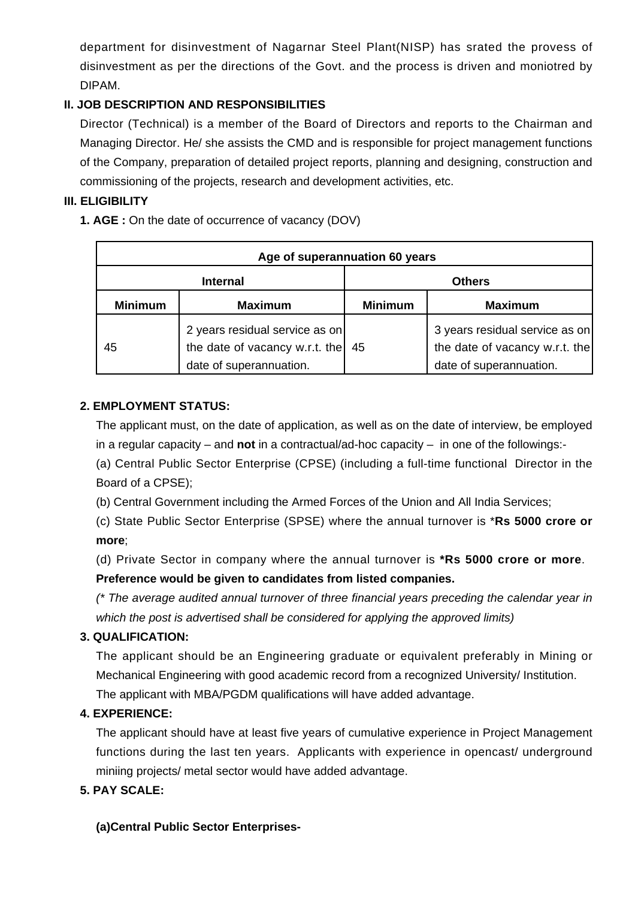department for disinvestment of Nagarnar Steel Plant(NISP) has srated the provess of disinvestment as per the directions of the Govt. and the process is driven and moniotred by DIPAM.

## II. JOB DESCRIPTION AND RESPONSIBILITIES

Director (Technical) is a member of the Board of Directors and reports to the Chairman and Managing Director. He/ she assists the CMD and is responsible for project management functions of the Company, preparation of detailed project reports, planning and designing, construction and commissioning of the projects, research and development activities, etc.

## III. ELIGIBILITY

**1. AGE :** On the date of occurrence of vacancy (DOV)

| Age of superannuation 60 years | | | |
|---|---|---|---|
| **Internal** | | **Others** | |
| **Minimum** | **Maximum** | **Minimum** | **Maximum** |
| 45 | 2 years residual service as on the date of vacancy w.r.t. the date of superannuation. | 45 | 3 years residual service as on the date of vacancy w.r.t. the date of superannuation. |

**2. EMPLOYMENT STATUS:**

The applicant must, on the date of application, as well as on the date of interview, be employed in a regular capacity – and **not** in a contractual/ad-hoc capacity – in one of the followings:-

(a) Central Public Sector Enterprise (CPSE) (including a full-time functional Director in the Board of a CPSE);

(b) Central Government including the Armed Forces of the Union and All India Services;

(c) State Public Sector Enterprise (SPSE) where the annual turnover is ***Rs 5000 crore or more**;

(d) Private Sector in company where the annual turnover is ***Rs 5000 crore or more**. **Preference would be given to candidates from listed companies.**

*(\* The average audited annual turnover of three financial years preceding the calendar year in which the post is advertised shall be considered for applying the approved limits)*

**3. QUALIFICATION:**

The applicant should be an Engineering graduate or equivalent preferably in Mining or Mechanical Engineering with good academic record from a recognized University/ Institution. The applicant with MBA/PGDM qualifications will have added advantage.

**4. EXPERIENCE:**

The applicant should have at least five years of cumulative experience in Project Management functions during the last ten years. Applicants with experience in opencast/ underground miniing projects/ metal sector would have added advantage.

**5. PAY SCALE:**

**(a)Central Public Sector Enterprises-**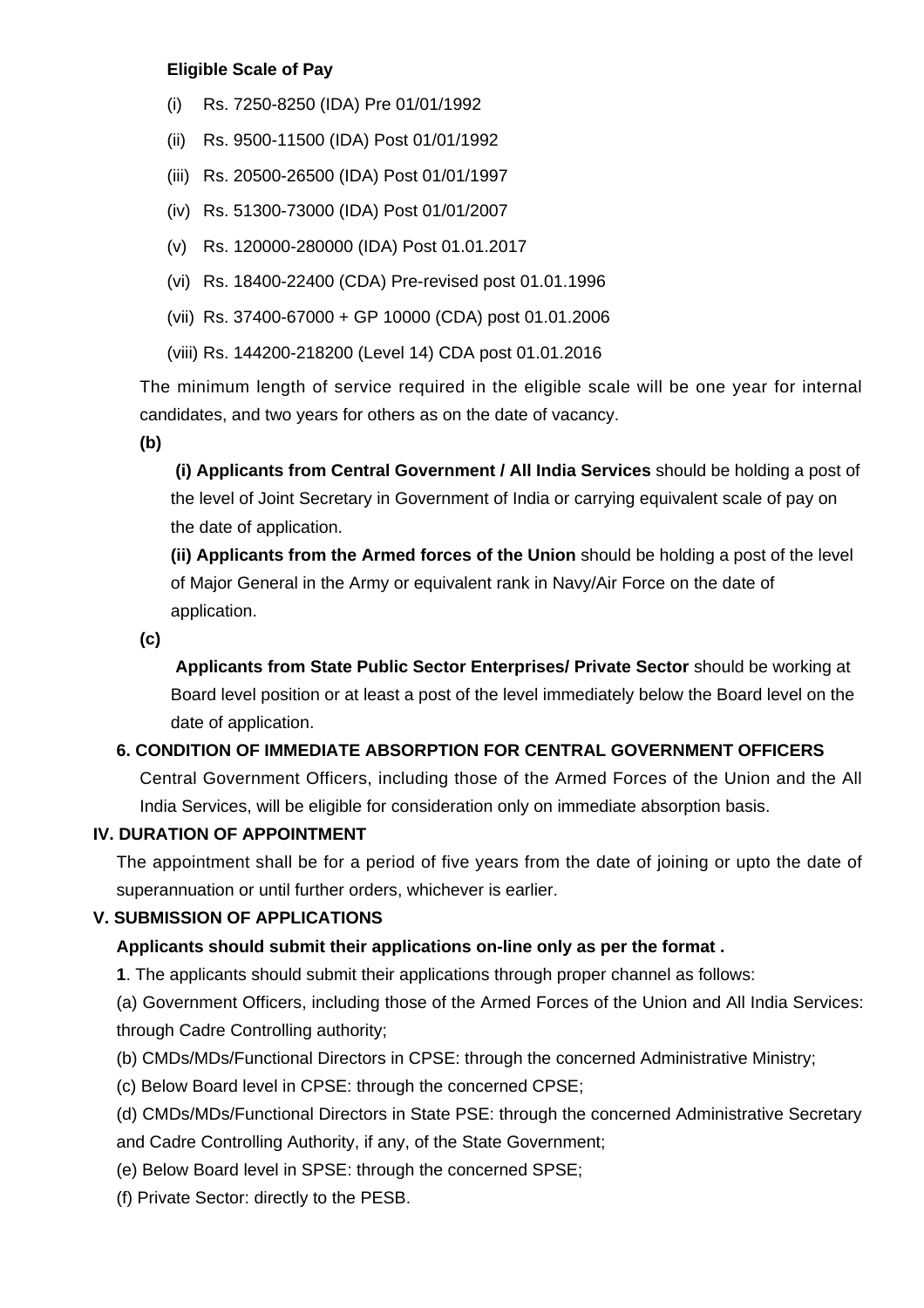**Eligible Scale of Pay**

(i) Rs. 7250-8250 (IDA) Pre 01/01/1992

(ii) Rs. 9500-11500 (IDA) Post 01/01/1992

(iii) Rs. 20500-26500 (IDA) Post 01/01/1997

(iv) Rs. 51300-73000 (IDA) Post 01/01/2007

(v) Rs. 120000-280000 (IDA) Post 01.01.2017

(vi) Rs. 18400-22400 (CDA) Pre-revised post 01.01.1996

(vii) Rs. 37400-67000 + GP 10000 (CDA) post 01.01.2006

(viii) Rs. 144200-218200 (Level 14) CDA post 01.01.2016

The minimum length of service required in the eligible scale will be one year for internal candidates, and two years for others as on the date of vacancy.

**(b)**

**(i) Applicants from Central Government / All India Services** should be holding a post of the level of Joint Secretary in Government of India or carrying equivalent scale of pay on the date of application.

**(ii) Applicants from the Armed forces of the Union** should be holding a post of the level of Major General in the Army or equivalent rank in Navy/Air Force on the date of application.

**(c)**

**Applicants from State Public Sector Enterprises/ Private Sector** should be working at Board level position or at least a post of the level immediately below the Board level on the date of application.

**6. CONDITION OF IMMEDIATE ABSORPTION FOR CENTRAL GOVERNMENT OFFICERS**

Central Government Officers, including those of the Armed Forces of the Union and the All India Services, will be eligible for consideration only on immediate absorption basis.

## IV. DURATION OF APPOINTMENT

The appointment shall be for a period of five years from the date of joining or upto the date of superannuation or until further orders, whichever is earlier.

## V. SUBMISSION OF APPLICATIONS

**Applicants should submit their applications on-line only as per the format .**

**1**. The applicants should submit their applications through proper channel as follows:

(a) Government Officers, including those of the Armed Forces of the Union and All India Services: through Cadre Controlling authority;

(b) CMDs/MDs/Functional Directors in CPSE: through the concerned Administrative Ministry;

(c) Below Board level in CPSE: through the concerned CPSE;

(d) CMDs/MDs/Functional Directors in State PSE: through the concerned Administrative Secretary and Cadre Controlling Authority, if any, of the State Government;

(e) Below Board level in SPSE: through the concerned SPSE;

(f) Private Sector: directly to the PESB.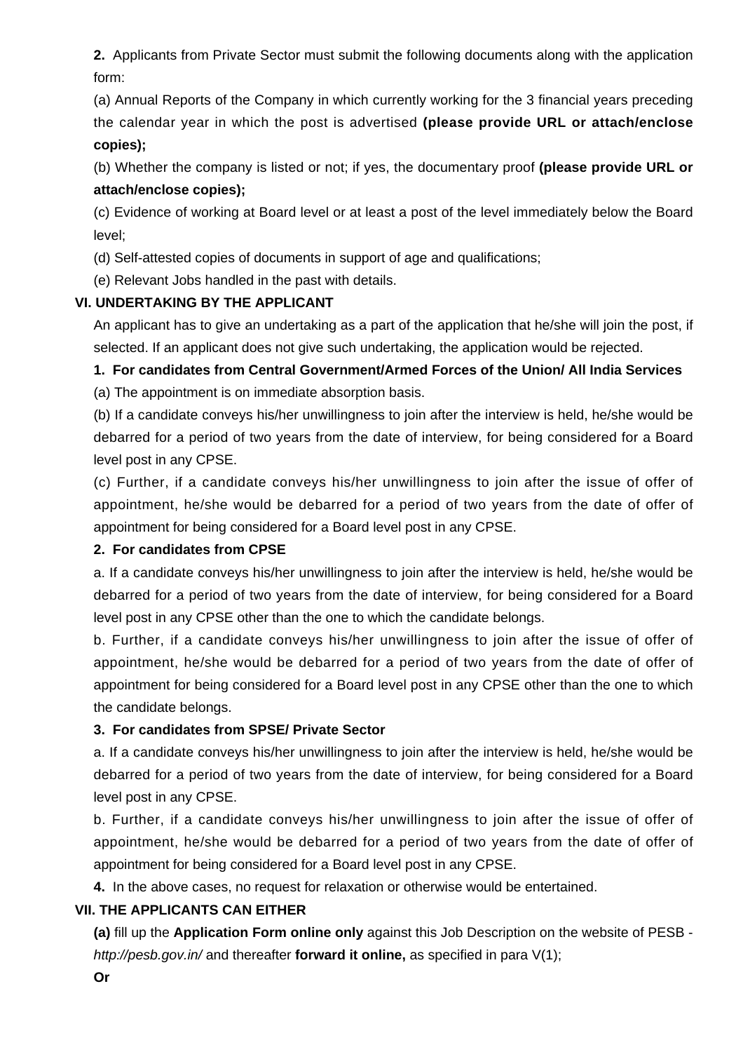**2.** Applicants from Private Sector must submit the following documents along with the application form:

(a) Annual Reports of the Company in which currently working for the 3 financial years preceding the calendar year in which the post is advertised **(please provide URL or attach/enclose copies);**

(b) Whether the company is listed or not; if yes, the documentary proof **(please provide URL or attach/enclose copies);**

(c) Evidence of working at Board level or at least a post of the level immediately below the Board level;

(d) Self-attested copies of documents in support of age and qualifications;

(e) Relevant Jobs handled in the past with details.

## VI. UNDERTAKING BY THE APPLICANT

An applicant has to give an undertaking as a part of the application that he/she will join the post, if selected. If an applicant does not give such undertaking, the application would be rejected.

**1. For candidates from Central Government/Armed Forces of the Union/ All India Services**

(a) The appointment is on immediate absorption basis.

(b) If a candidate conveys his/her unwillingness to join after the interview is held, he/she would be debarred for a period of two years from the date of interview, for being considered for a Board level post in any CPSE.

(c) Further, if a candidate conveys his/her unwillingness to join after the issue of offer of appointment, he/she would be debarred for a period of two years from the date of offer of appointment for being considered for a Board level post in any CPSE.

**2. For candidates from CPSE**

a. If a candidate conveys his/her unwillingness to join after the interview is held, he/she would be debarred for a period of two years from the date of interview, for being considered for a Board level post in any CPSE other than the one to which the candidate belongs.

b. Further, if a candidate conveys his/her unwillingness to join after the issue of offer of appointment, he/she would be debarred for a period of two years from the date of offer of appointment for being considered for a Board level post in any CPSE other than the one to which the candidate belongs.

**3. For candidates from SPSE/ Private Sector**

a. If a candidate conveys his/her unwillingness to join after the interview is held, he/she would be debarred for a period of two years from the date of interview, for being considered for a Board level post in any CPSE.

b. Further, if a candidate conveys his/her unwillingness to join after the issue of offer of appointment, he/she would be debarred for a period of two years from the date of offer of appointment for being considered for a Board level post in any CPSE.

**4.** In the above cases, no request for relaxation or otherwise would be entertained.

## VII. THE APPLICANTS CAN EITHER

**(a)** fill up the **Application Form online only** against this Job Description on the website of PESB - *http://pesb.gov.in/* and thereafter **forward it online,** as specified in para V(1);

**Or**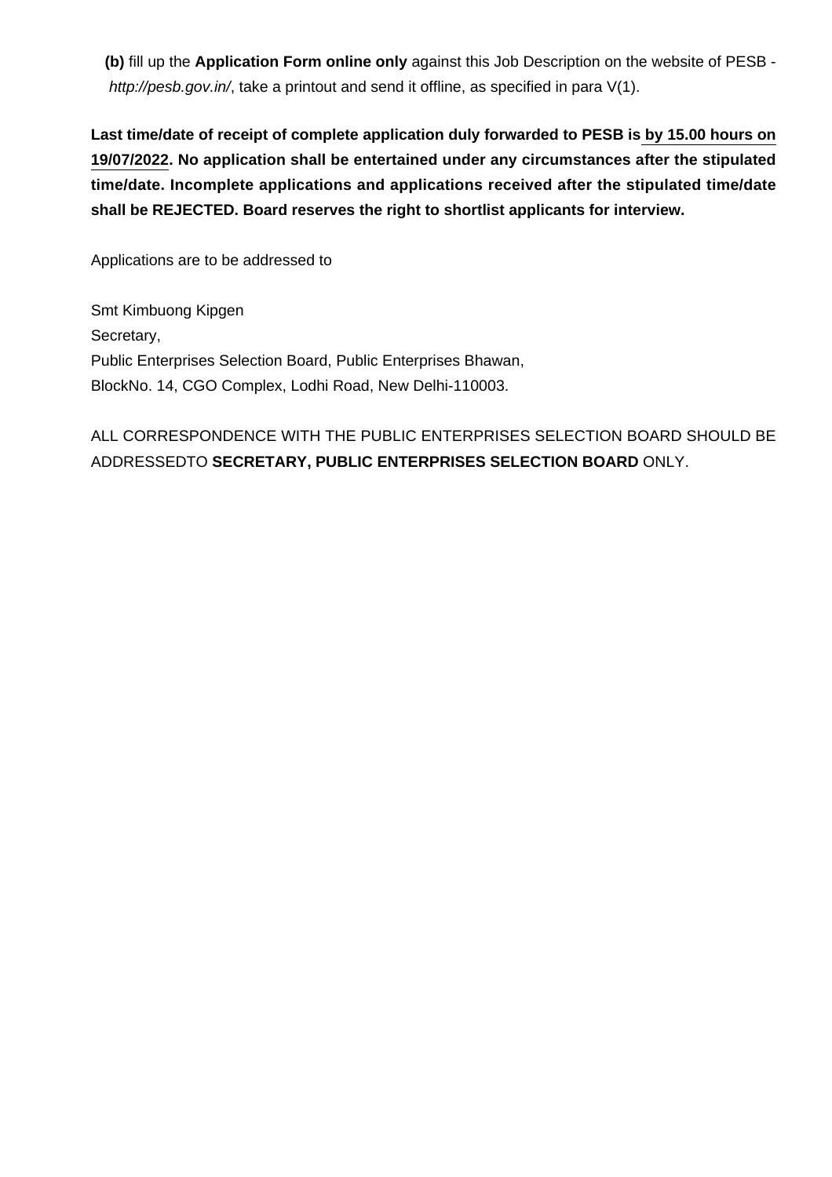**(b)** fill up the **Application Form online only** against this Job Description on the website of PESB - *http://pesb.gov.in/*, take a printout and send it offline, as specified in para V(1).

**Last time/date of receipt of complete application duly forwarded to PESB is by 15.00 hours on 19/07/2022. No application shall be entertained under any circumstances after the stipulated time/date. Incomplete applications and applications received after the stipulated time/date shall be REJECTED. Board reserves the right to shortlist applicants for interview.**

Applications are to be addressed to

Smt Kimbuong Kipgen
Secretary,
Public Enterprises Selection Board, Public Enterprises Bhawan,
BlockNo. 14, CGO Complex, Lodhi Road, New Delhi-110003.

ALL CORRESPONDENCE WITH THE PUBLIC ENTERPRISES SELECTION BOARD SHOULD BE ADDRESSEDTO **SECRETARY, PUBLIC ENTERPRISES SELECTION BOARD** ONLY.